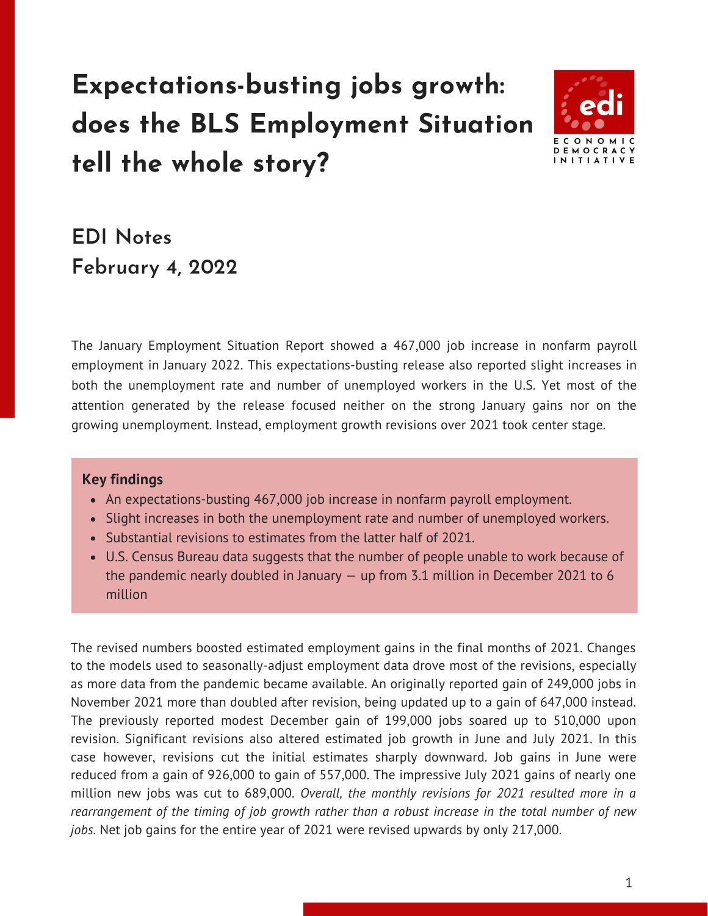# Expectations-busting jobs growth: does the BLS Employment Situation tell the whole story?

## EDI Notes
## February 4, 2022

The January Employment Situation Report showed a 467,000 job increase in nonfarm payroll employment in January 2022. This expectations-busting release also reported slight increases in both the unemployment rate and number of unemployed workers in the U.S. Yet most of the attention generated by the release focused neither on the strong January gains nor on the growing unemployment. Instead, employment growth revisions over 2021 took center stage.

**Key findings**

- An expectations-busting 467,000 job increase in nonfarm payroll employment.
- Slight increases in both the unemployment rate and number of unemployed workers.
- Substantial revisions to estimates from the latter half of 2021.
- U.S. Census Bureau data suggests that the number of people unable to work because of the pandemic nearly doubled in January — up from 3.1 million in December 2021 to 6 million

The revised numbers boosted estimated employment gains in the final months of 2021. Changes to the models used to seasonally-adjust employment data drove most of the revisions, especially as more data from the pandemic became available. An originally reported gain of 249,000 jobs in November 2021 more than doubled after revision, being updated up to a gain of 647,000 instead. The previously reported modest December gain of 199,000 jobs soared up to 510,000 upon revision. Significant revisions also altered estimated job growth in June and July 2021. In this case however, revisions cut the initial estimates sharply downward. Job gains in June were reduced from a gain of 926,000 to gain of 557,000. The impressive July 2021 gains of nearly one million new jobs was cut to 689,000. *Overall, the monthly revisions for 2021 resulted more in a rearrangement of the timing of job growth rather than a robust increase in the total number of new jobs.* Net job gains for the entire year of 2021 were revised upwards by only 217,000.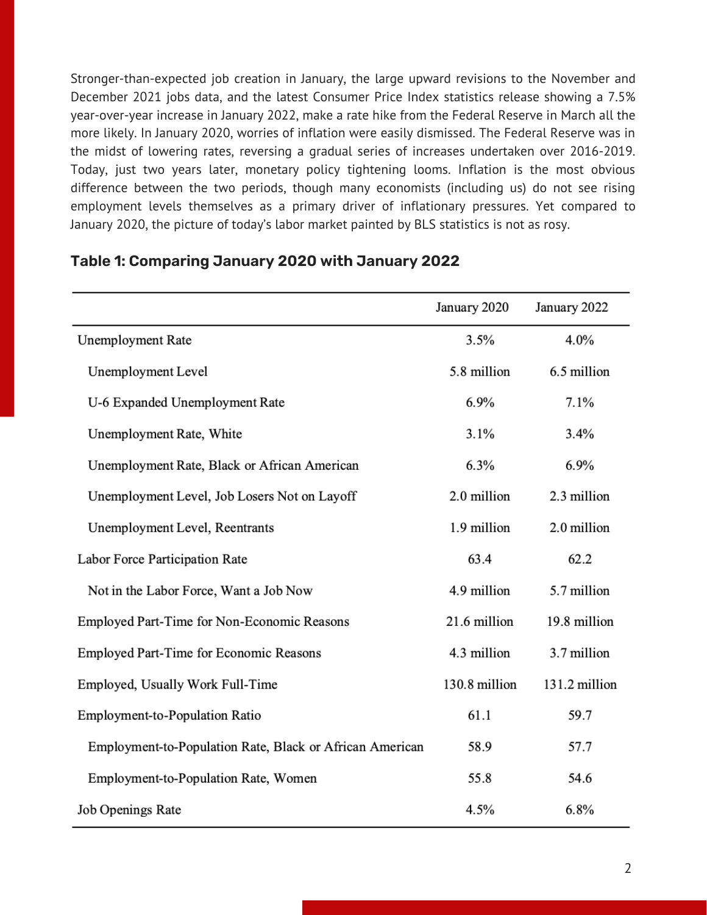Stronger-than-expected job creation in January, the large upward revisions to the November and December 2021 jobs data, and the latest Consumer Price Index statistics release showing a 7.5% year-over-year increase in January 2022, make a rate hike from the Federal Reserve in March all the more likely. In January 2020, worries of inflation were easily dismissed. The Federal Reserve was in the midst of lowering rates, reversing a gradual series of increases undertaken over 2016-2019. Today, just two years later, monetary policy tightening looms. Inflation is the most obvious difference between the two periods, though many economists (including us) do not see rising employment levels themselves as a primary driver of inflationary pressures. Yet compared to January 2020, the picture of today's labor market painted by BLS statistics is not as rosy.

### Table 1: Comparing January 2020 with January 2022

| | January 2020 | January 2022 |
|---|---|---|
| Unemployment Rate | 3.5% | 4.0% |
| Unemployment Level | 5.8 million | 6.5 million |
| U-6 Expanded Unemployment Rate | 6.9% | 7.1% |
| Unemployment Rate, White | 3.1% | 3.4% |
| Unemployment Rate, Black or African American | 6.3% | 6.9% |
| Unemployment Level, Job Losers Not on Layoff | 2.0 million | 2.3 million |
| Unemployment Level, Reentrants | 1.9 million | 2.0 million |
| Labor Force Participation Rate | 63.4 | 62.2 |
| Not in the Labor Force, Want a Job Now | 4.9 million | 5.7 million |
| Employed Part-Time for Non-Economic Reasons | 21.6 million | 19.8 million |
| Employed Part-Time for Economic Reasons | 4.3 million | 3.7 million |
| Employed, Usually Work Full-Time | 130.8 million | 131.2 million |
| Employment-to-Population Ratio | 61.1 | 59.7 |
| Employment-to-Population Rate, Black or African American | 58.9 | 57.7 |
| Employment-to-Population Rate, Women | 55.8 | 54.6 |
| Job Openings Rate | 4.5% | 6.8% |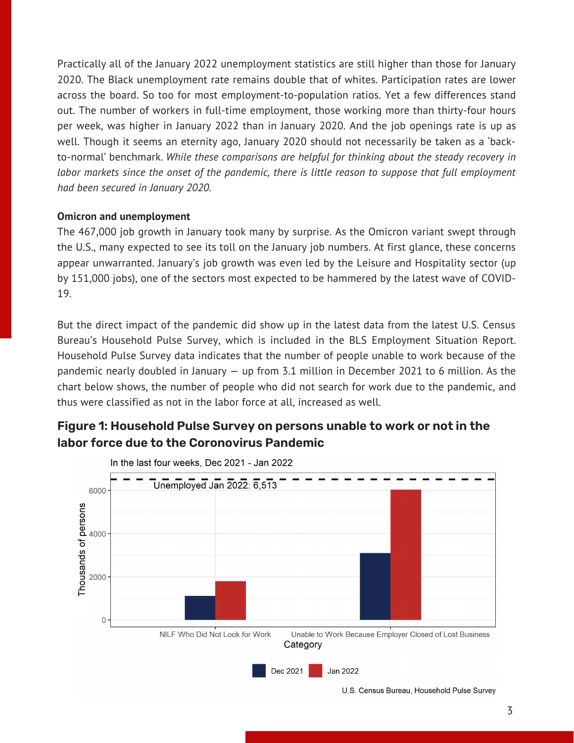Practically all of the January 2022 unemployment statistics are still higher than those for January 2020. The Black unemployment rate remains double that of whites. Participation rates are lower across the board. So too for most employment-to-population ratios. Yet a few differences stand out. The number of workers in full-time employment, those working more than thirty-four hours per week, was higher in January 2022 than in January 2020. And the job openings rate is up as well. Though it seems an eternity ago, January 2020 should not necessarily be taken as a 'back-to-normal' benchmark. *While these comparisons are helpful for thinking about the steady recovery in labor markets since the onset of the pandemic, there is little reason to suppose that full employment had been secured in January 2020.*

**Omicron and unemployment**

The 467,000 job growth in January took many by surprise. As the Omicron variant swept through the U.S., many expected to see its toll on the January job numbers. At first glance, these concerns appear unwarranted. January's job growth was even led by the Leisure and Hospitality sector (up by 151,000 jobs), one of the sectors most expected to be hammered by the latest wave of COVID-19.

But the direct impact of the pandemic did show up in the latest data from the latest U.S. Census Bureau's Household Pulse Survey, which is included in the BLS Employment Situation Report. Household Pulse Survey data indicates that the number of people unable to work because of the pandemic nearly doubled in January — up from 3.1 million in December 2021 to 6 million. As the chart below shows, the number of people who did not search for work due to the pandemic, and thus were classified as not in the labor force at all, increased as well.

## Figure 1: Household Pulse Survey on persons unable to work or not in the labor force due to the Coronovirus Pandemic

In the last four weeks, Dec 2021 - Jan 2022

Unemployed Jan 2022: 6,513

Thousands of persons

NILF Who Did Not Look for Work | Unable to Work Because Employer Closed of Lost Business

Category

Dec 2021 | Jan 2022

U.S. Census Bureau, Household Pulse Survey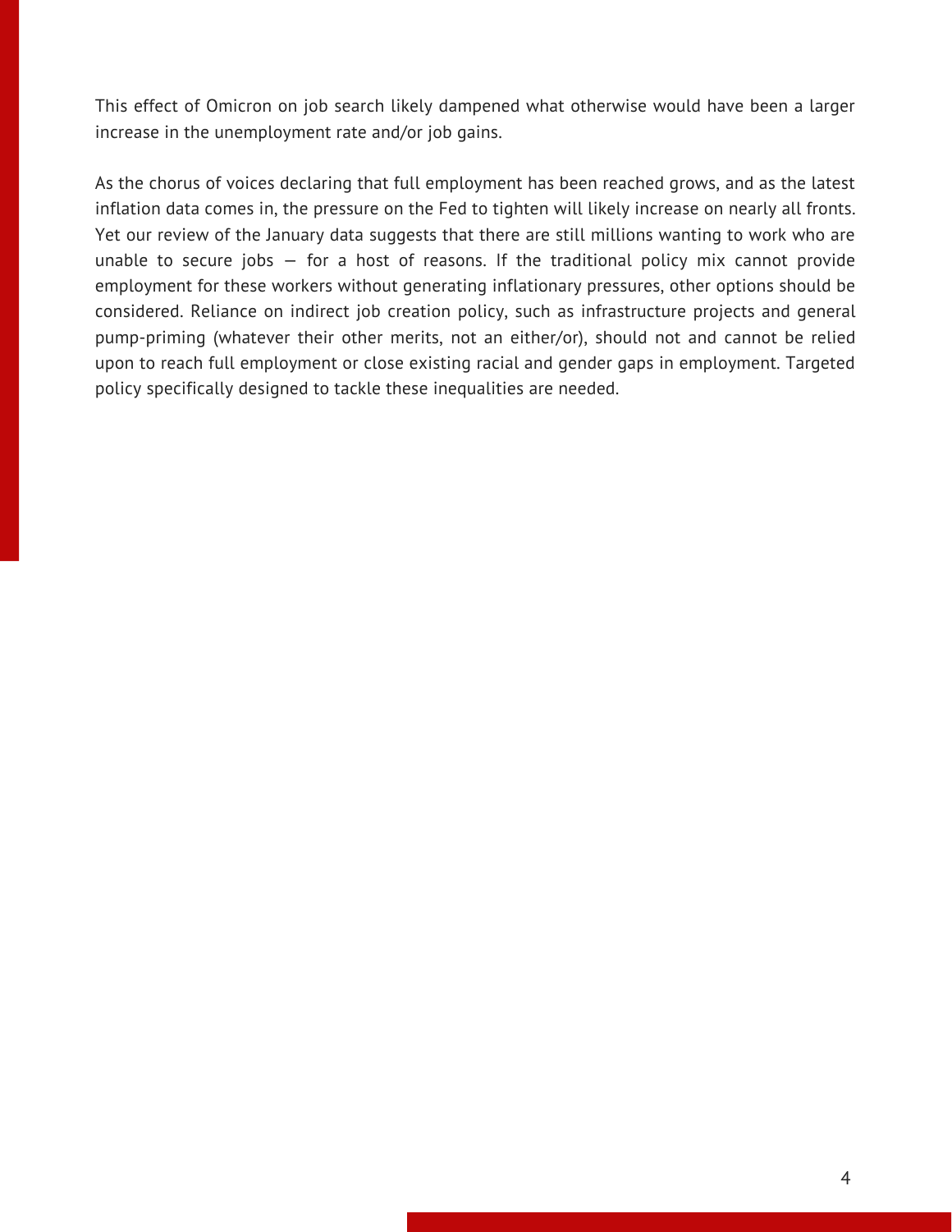This effect of Omicron on job search likely dampened what otherwise would have been a larger increase in the unemployment rate and/or job gains.

As the chorus of voices declaring that full employment has been reached grows, and as the latest inflation data comes in, the pressure on the Fed to tighten will likely increase on nearly all fronts. Yet our review of the January data suggests that there are still millions wanting to work who are unable to secure jobs — for a host of reasons. If the traditional policy mix cannot provide employment for these workers without generating inflationary pressures, other options should be considered. Reliance on indirect job creation policy, such as infrastructure projects and general pump-priming (whatever their other merits, not an either/or), should not and cannot be relied upon to reach full employment or close existing racial and gender gaps in employment. Targeted policy specifically designed to tackle these inequalities are needed.